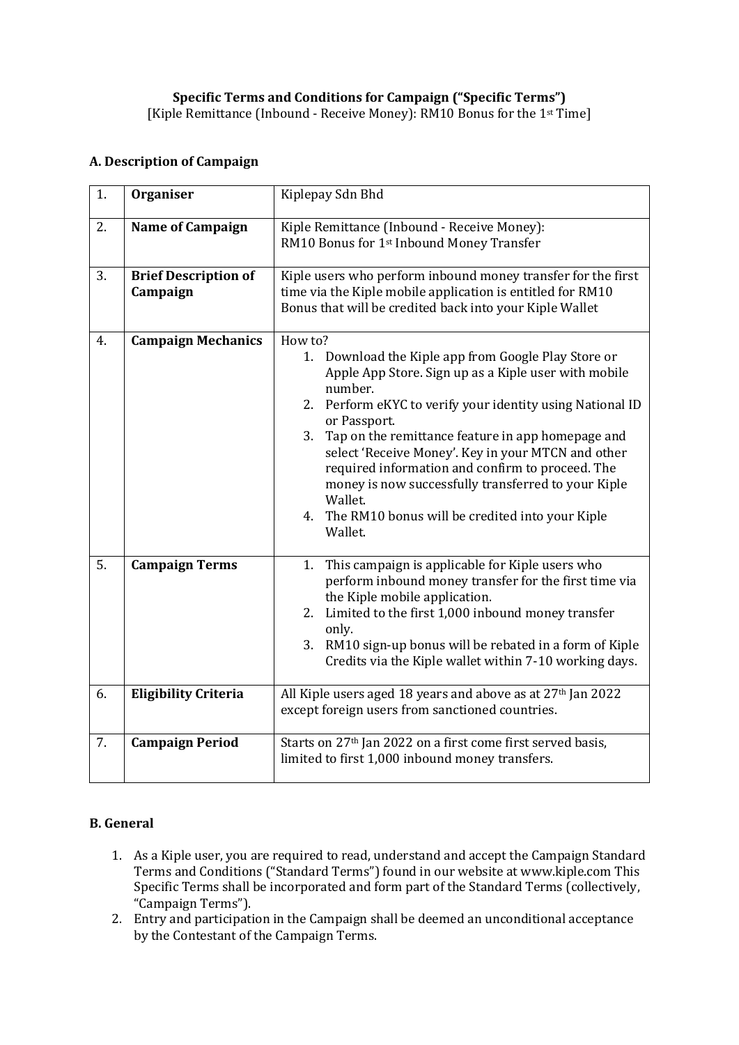**Specific Terms and Conditions for Campaign ("Specific Terms")**

[Kiple Remittance (Inbound - Receive Money): RM10 Bonus for the 1st Time]

## A. Description of Campaign

| 1. | **Organiser** | Kiplepay Sdn Bhd |
|---|---|---|
| 2. | **Name of Campaign** | Kiple Remittance (Inbound - Receive Money): RM10 Bonus for 1st Inbound Money Transfer |
| 3. | **Brief Description of Campaign** | Kiple users who perform inbound money transfer for the first time via the Kiple mobile application is entitled for RM10 Bonus that will be credited back into your Kiple Wallet |
| 4. | **Campaign Mechanics** | How to?<br>1. Download the Kiple app from Google Play Store or Apple App Store. Sign up as a Kiple user with mobile number.<br>2. Perform eKYC to verify your identity using National ID or Passport.<br>3. Tap on the remittance feature in app homepage and select 'Receive Money'. Key in your MTCN and other required information and confirm to proceed. The money is now successfully transferred to your Kiple Wallet.<br>4. The RM10 bonus will be credited into your Kiple Wallet. |
| 5. | **Campaign Terms** | 1. This campaign is applicable for Kiple users who perform inbound money transfer for the first time via the Kiple mobile application.<br>2. Limited to the first 1,000 inbound money transfer only.<br>3. RM10 sign-up bonus will be rebated in a form of Kiple Credits via the Kiple wallet within 7-10 working days. |
| 6. | **Eligibility Criteria** | All Kiple users aged 18 years and above as at 27th Jan 2022 except foreign users from sanctioned countries. |
| 7. | **Campaign Period** | Starts on 27th Jan 2022 on a first come first served basis, limited to first 1,000 inbound money transfers. |

## B. General

1. As a Kiple user, you are required to read, understand and accept the Campaign Standard Terms and Conditions ("Standard Terms") found in our website at www.kiple.com This Specific Terms shall be incorporated and form part of the Standard Terms (collectively, "Campaign Terms").
2. Entry and participation in the Campaign shall be deemed an unconditional acceptance by the Contestant of the Campaign Terms.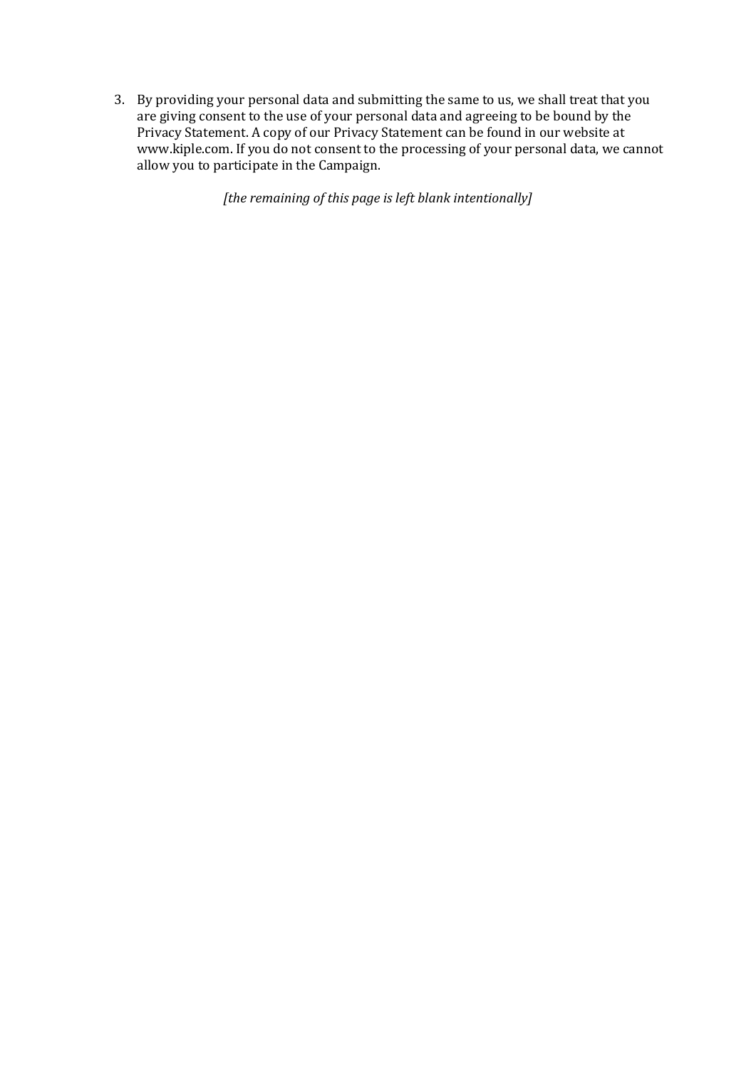3. By providing your personal data and submitting the same to us, we shall treat that you are giving consent to the use of your personal data and agreeing to be bound by the Privacy Statement. A copy of our Privacy Statement can be found in our website at www.kiple.com. If you do not consent to the processing of your personal data, we cannot allow you to participate in the Campaign.

*[the remaining of this page is left blank intentionally]*